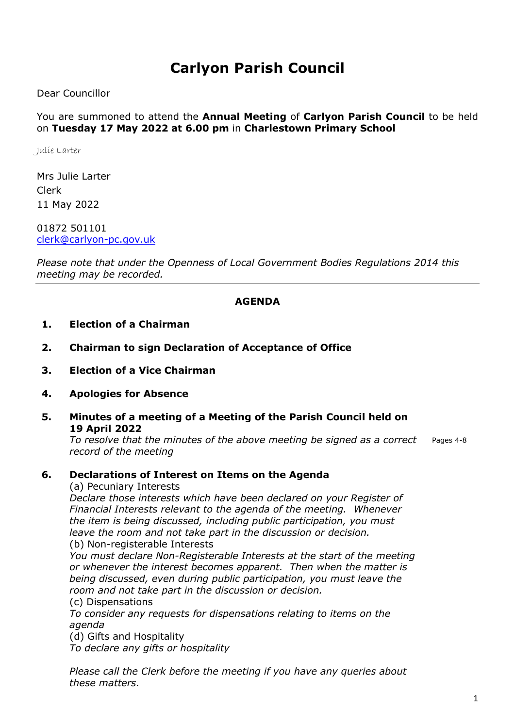# Carlyon Parish Council

Dear Councillor

You are summoned to attend the **Annual Meeting** of **Carlyon Parish Council** to be held on **Tuesday 17 May 2022 at 6.00 pm** in **Charlestown Primary School**

Julie Larter

Mrs Julie Larter
Clerk
11 May 2022

01872 501101
clerk@carlyon-pc.gov.uk

*Please note that under the Openness of Local Government Bodies Regulations 2014 this meeting may be recorded.*

---

## AGENDA

**1. Election of a Chairman**

**2. Chairman to sign Declaration of Acceptance of Office**

**3. Election of a Vice Chairman**

**4. Apologies for Absence**

**5. Minutes of a meeting of a Meeting of the Parish Council held on 19 April 2022**
*To resolve that the minutes of the above meeting be signed as a correct record of the meeting* — Pages 4-8

**6. Declarations of Interest on Items on the Agenda**

(a) Pecuniary Interests
*Declare those interests which have been declared on your Register of Financial Interests relevant to the agenda of the meeting. Whenever the item is being discussed, including public participation, you must leave the room and not take part in the discussion or decision.*

(b) Non-registerable Interests
*You must declare Non-Registerable Interests at the start of the meeting or whenever the interest becomes apparent. Then when the matter is being discussed, even during public participation, you must leave the room and not take part in the discussion or decision.*

(c) Dispensations
*To consider any requests for dispensations relating to items on the agenda*

(d) Gifts and Hospitality
*To declare any gifts or hospitality*

*Please call the Clerk before the meeting if you have any queries about these matters.*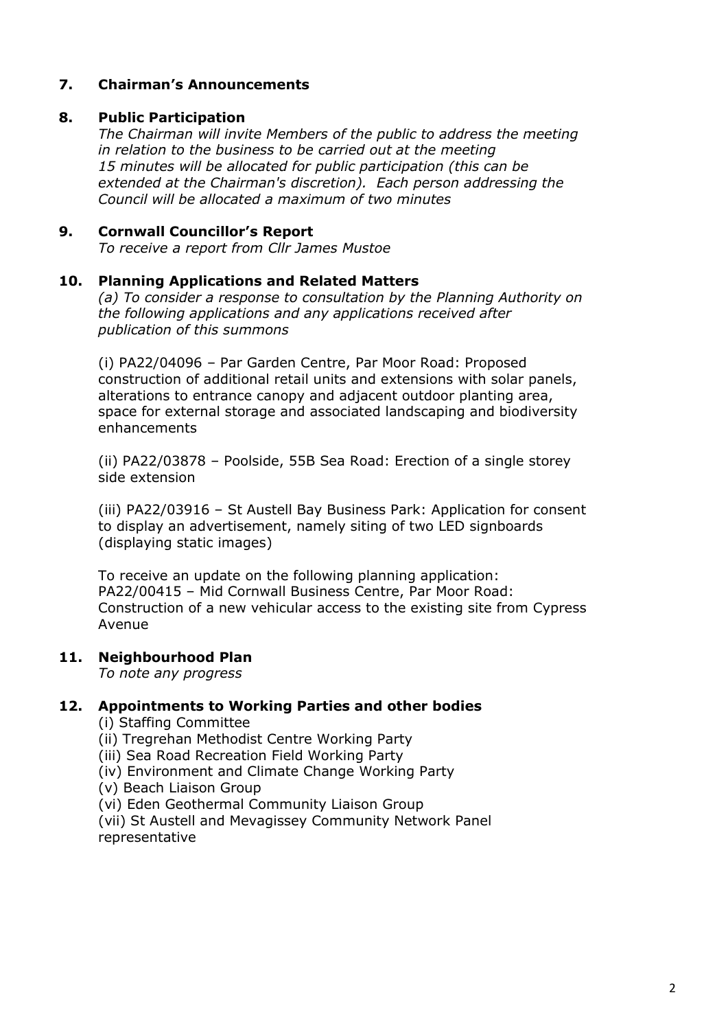### 7. Chairman's Announcements

### 8. Public Participation

*The Chairman will invite Members of the public to address the meeting in relation to the business to be carried out at the meeting 15 minutes will be allocated for public participation (this can be extended at the Chairman's discretion). Each person addressing the Council will be allocated a maximum of two minutes*

### 9. Cornwall Councillor's Report

*To receive a report from Cllr James Mustoe*

### 10. Planning Applications and Related Matters

*(a) To consider a response to consultation by the Planning Authority on the following applications and any applications received after publication of this summons*

(i) PA22/04096 – Par Garden Centre, Par Moor Road: Proposed construction of additional retail units and extensions with solar panels, alterations to entrance canopy and adjacent outdoor planting area, space for external storage and associated landscaping and biodiversity enhancements

(ii) PA22/03878 – Poolside, 55B Sea Road: Erection of a single storey side extension

(iii) PA22/03916 – St Austell Bay Business Park: Application for consent to display an advertisement, namely siting of two LED signboards (displaying static images)

To receive an update on the following planning application:
PA22/00415 – Mid Cornwall Business Centre, Par Moor Road: Construction of a new vehicular access to the existing site from Cypress Avenue

### 11. Neighbourhood Plan

*To note any progress*

### 12. Appointments to Working Parties and other bodies

(i) Staffing Committee
(ii) Tregrehan Methodist Centre Working Party
(iii) Sea Road Recreation Field Working Party
(iv) Environment and Climate Change Working Party
(v) Beach Liaison Group
(vi) Eden Geothermal Community Liaison Group
(vii) St Austell and Mevagissey Community Network Panel representative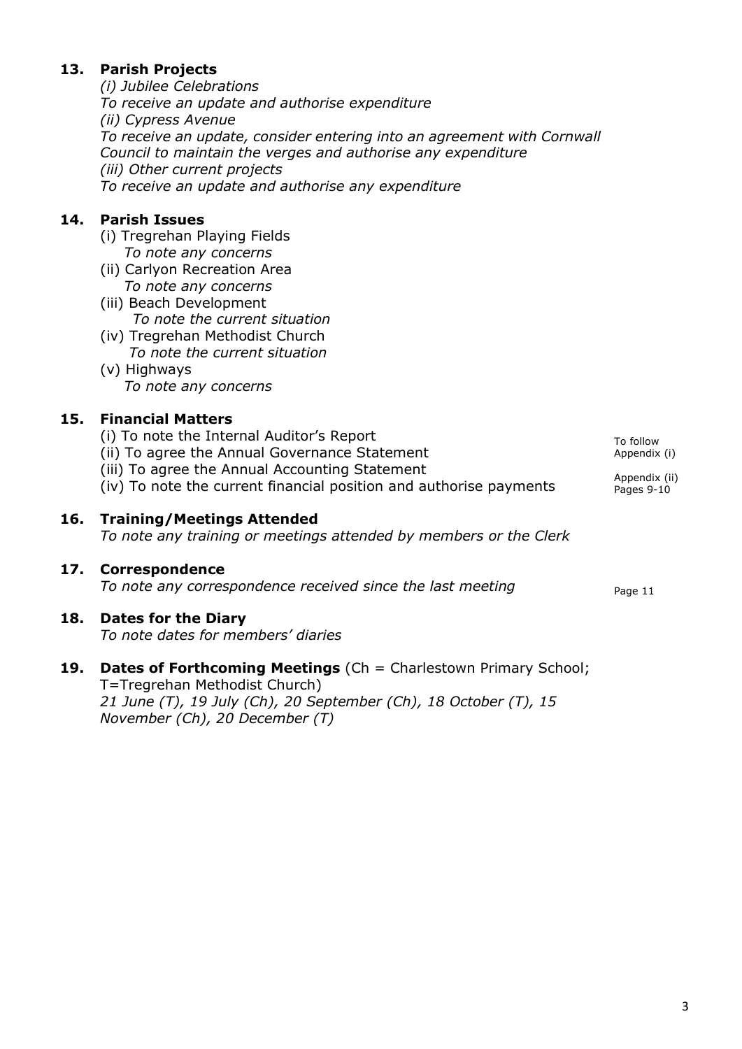## 13. Parish Projects

*(i) Jubilee Celebrations*
*To receive an update and authorise expenditure*
*(ii) Cypress Avenue*
*To receive an update, consider entering into an agreement with Cornwall Council to maintain the verges and authorise any expenditure*
*(iii) Other current projects*
*To receive an update and authorise any expenditure*

## 14. Parish Issues

(i) Tregrehan Playing Fields
*To note any concerns*
(ii) Carlyon Recreation Area
*To note any concerns*
(iii) Beach Development
*To note the current situation*
(iv) Tregrehan Methodist Church
*To note the current situation*
(v) Highways
*To note any concerns*

## 15. Financial Matters

(i) To note the Internal Auditor's Report — To follow
(ii) To agree the Annual Governance Statement — Appendix (i)
(iii) To agree the Annual Accounting Statement — Appendix (ii)
(iv) To note the current financial position and authorise payments — Pages 9-10

## 16. Training/Meetings Attended

*To note any training or meetings attended by members or the Clerk*

## 17. Correspondence

*To note any correspondence received since the last meeting* — Page 11

## 18. Dates for the Diary

*To note dates for members' diaries*

## 19. Dates of Forthcoming Meetings (Ch = Charlestown Primary School; T=Tregrehan Methodist Church)

*21 June (T), 19 July (Ch), 20 September (Ch), 18 October (T), 15 November (Ch), 20 December (T)*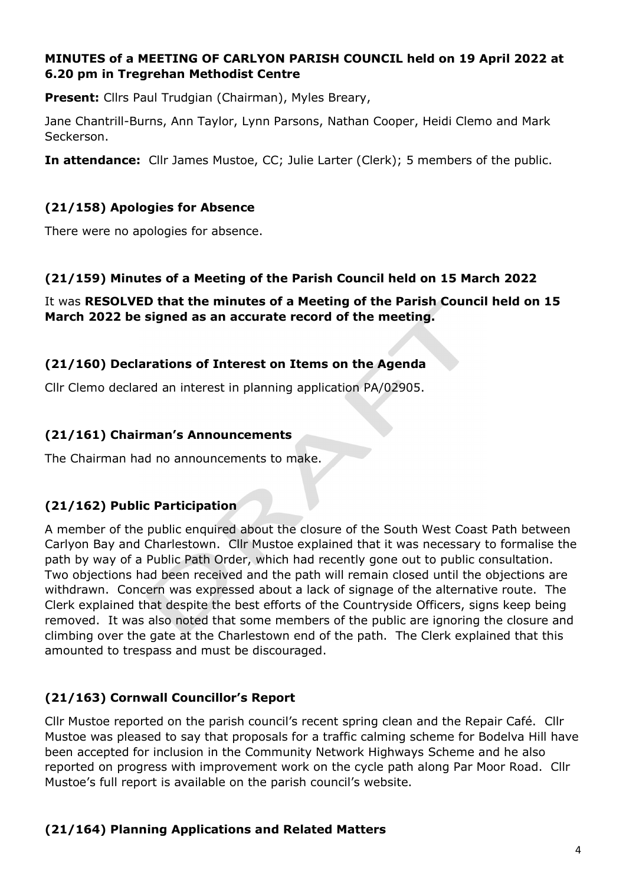**MINUTES of a MEETING OF CARLYON PARISH COUNCIL held on 19 April 2022 at 6.20 pm in Tregrehan Methodist Centre**

**Present:** Cllrs Paul Trudgian (Chairman), Myles Breary,

Jane Chantrill-Burns, Ann Taylor, Lynn Parsons, Nathan Cooper, Heidi Clemo and Mark Seckerson.

**In attendance:** Cllr James Mustoe, CC; Julie Larter (Clerk); 5 members of the public.

### (21/158) Apologies for Absence

There were no apologies for absence.

### (21/159) Minutes of a Meeting of the Parish Council held on 15 March 2022

It was **RESOLVED that the minutes of a Meeting of the Parish Council held on 15 March 2022 be signed as an accurate record of the meeting.**

### (21/160) Declarations of Interest on Items on the Agenda

Cllr Clemo declared an interest in planning application PA/02905.

### (21/161) Chairman's Announcements

The Chairman had no announcements to make.

### (21/162) Public Participation

A member of the public enquired about the closure of the South West Coast Path between Carlyon Bay and Charlestown. Cllr Mustoe explained that it was necessary to formalise the path by way of a Public Path Order, which had recently gone out to public consultation. Two objections had been received and the path will remain closed until the objections are withdrawn. Concern was expressed about a lack of signage of the alternative route. The Clerk explained that despite the best efforts of the Countryside Officers, signs keep being removed. It was also noted that some members of the public are ignoring the closure and climbing over the gate at the Charlestown end of the path. The Clerk explained that this amounted to trespass and must be discouraged.

### (21/163) Cornwall Councillor's Report

Cllr Mustoe reported on the parish council's recent spring clean and the Repair Café. Cllr Mustoe was pleased to say that proposals for a traffic calming scheme for Bodelva Hill have been accepted for inclusion in the Community Network Highways Scheme and he also reported on progress with improvement work on the cycle path along Par Moor Road. Cllr Mustoe's full report is available on the parish council's website.

### (21/164) Planning Applications and Related Matters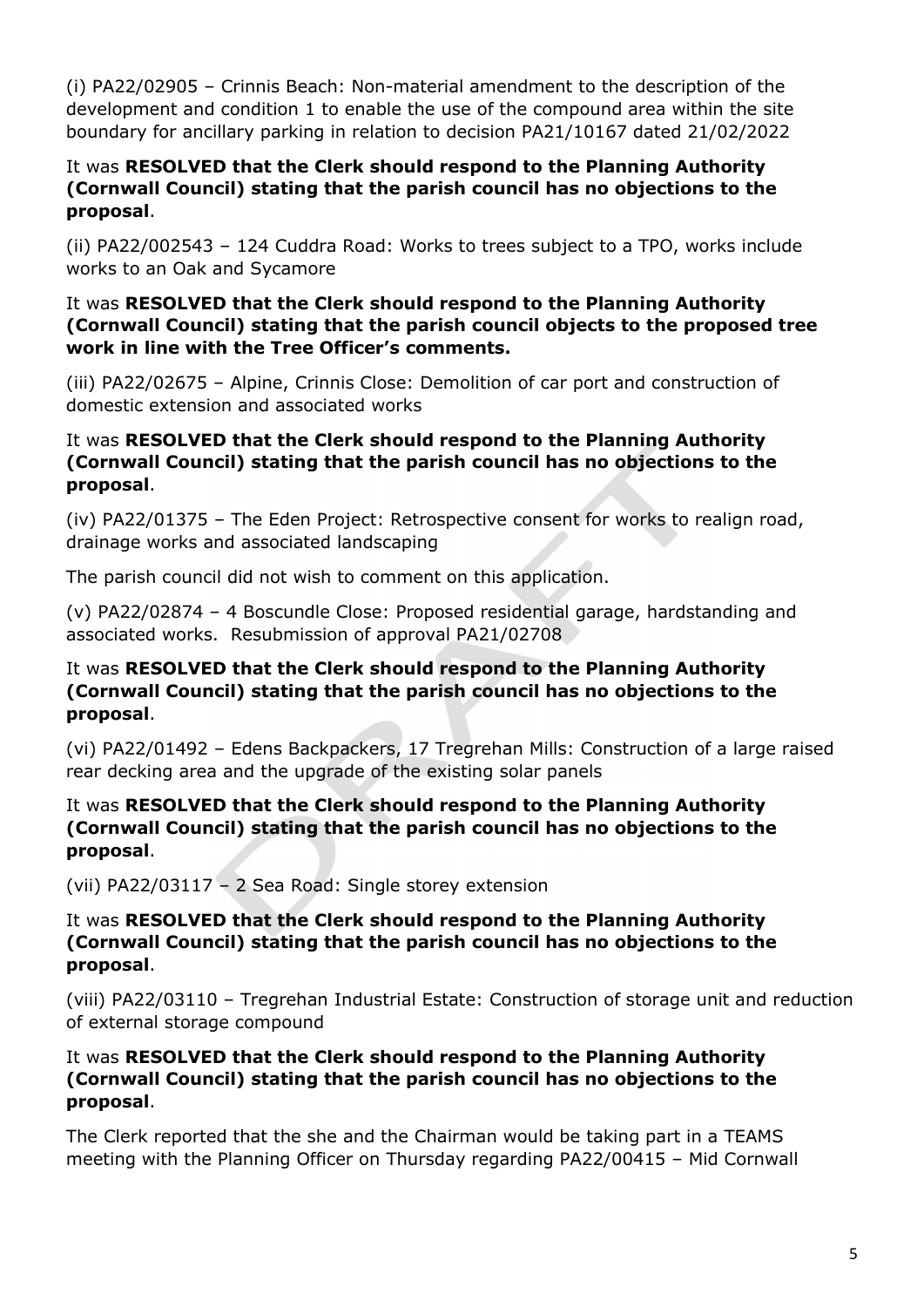(i) PA22/02905 – Crinnis Beach: Non-material amendment to the description of the development and condition 1 to enable the use of the compound area within the site boundary for ancillary parking in relation to decision PA21/10167 dated 21/02/2022

It was **RESOLVED that the Clerk should respond to the Planning Authority (Cornwall Council) stating that the parish council has no objections to the proposal**.

(ii) PA22/002543 – 124 Cuddra Road: Works to trees subject to a TPO, works include works to an Oak and Sycamore

It was **RESOLVED that the Clerk should respond to the Planning Authority (Cornwall Council) stating that the parish council objects to the proposed tree work in line with the Tree Officer's comments.**

(iii) PA22/02675 – Alpine, Crinnis Close: Demolition of car port and construction of domestic extension and associated works

It was **RESOLVED that the Clerk should respond to the Planning Authority (Cornwall Council) stating that the parish council has no objections to the proposal**.

(iv) PA22/01375 – The Eden Project: Retrospective consent for works to realign road, drainage works and associated landscaping

The parish council did not wish to comment on this application.

(v) PA22/02874 – 4 Boscundle Close: Proposed residential garage, hardstanding and associated works. Resubmission of approval PA21/02708

It was **RESOLVED that the Clerk should respond to the Planning Authority (Cornwall Council) stating that the parish council has no objections to the proposal**.

(vi) PA22/01492 – Edens Backpackers, 17 Tregrehan Mills: Construction of a large raised rear decking area and the upgrade of the existing solar panels

It was **RESOLVED that the Clerk should respond to the Planning Authority (Cornwall Council) stating that the parish council has no objections to the proposal**.

(vii) PA22/03117 – 2 Sea Road: Single storey extension

It was **RESOLVED that the Clerk should respond to the Planning Authority (Cornwall Council) stating that the parish council has no objections to the proposal**.

(viii) PA22/03110 – Tregrehan Industrial Estate: Construction of storage unit and reduction of external storage compound

It was **RESOLVED that the Clerk should respond to the Planning Authority (Cornwall Council) stating that the parish council has no objections to the proposal**.

The Clerk reported that the she and the Chairman would be taking part in a TEAMS meeting with the Planning Officer on Thursday regarding PA22/00415 – Mid Cornwall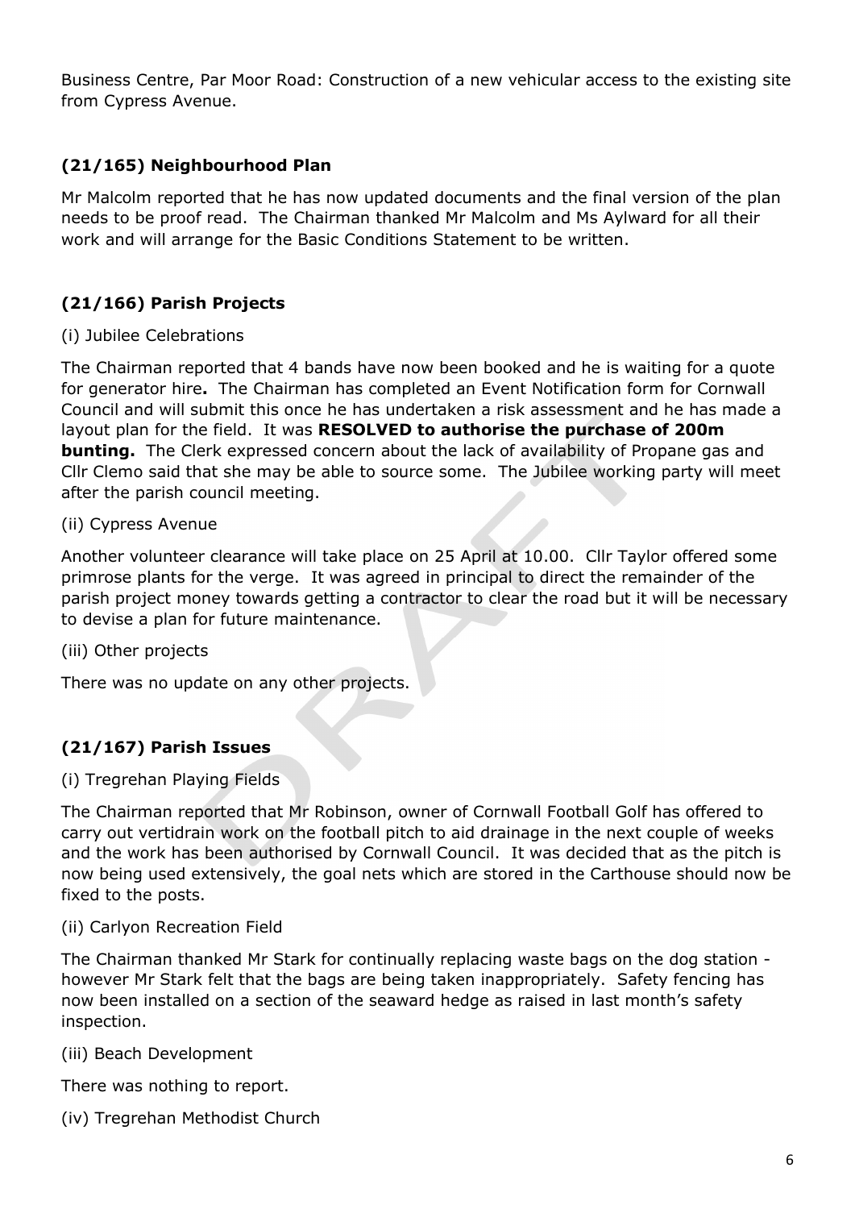Business Centre, Par Moor Road: Construction of a new vehicular access to the existing site from Cypress Avenue.

### (21/165) Neighbourhood Plan

Mr Malcolm reported that he has now updated documents and the final version of the plan needs to be proof read. The Chairman thanked Mr Malcolm and Ms Aylward for all their work and will arrange for the Basic Conditions Statement to be written.

### (21/166) Parish Projects

(i) Jubilee Celebrations

The Chairman reported that 4 bands have now been booked and he is waiting for a quote for generator hire**.** The Chairman has completed an Event Notification form for Cornwall Council and will submit this once he has undertaken a risk assessment and he has made a layout plan for the field. It was **RESOLVED to authorise the purchase of 200m bunting.** The Clerk expressed concern about the lack of availability of Propane gas and Cllr Clemo said that she may be able to source some. The Jubilee working party will meet after the parish council meeting.

(ii) Cypress Avenue

Another volunteer clearance will take place on 25 April at 10.00. Cllr Taylor offered some primrose plants for the verge. It was agreed in principal to direct the remainder of the parish project money towards getting a contractor to clear the road but it will be necessary to devise a plan for future maintenance.

(iii) Other projects

There was no update on any other projects.

### (21/167) Parish Issues

(i) Tregrehan Playing Fields

The Chairman reported that Mr Robinson, owner of Cornwall Football Golf has offered to carry out vertidrain work on the football pitch to aid drainage in the next couple of weeks and the work has been authorised by Cornwall Council. It was decided that as the pitch is now being used extensively, the goal nets which are stored in the Carthouse should now be fixed to the posts.

(ii) Carlyon Recreation Field

The Chairman thanked Mr Stark for continually replacing waste bags on the dog station - however Mr Stark felt that the bags are being taken inappropriately. Safety fencing has now been installed on a section of the seaward hedge as raised in last month's safety inspection.

(iii) Beach Development

There was nothing to report.

(iv) Tregrehan Methodist Church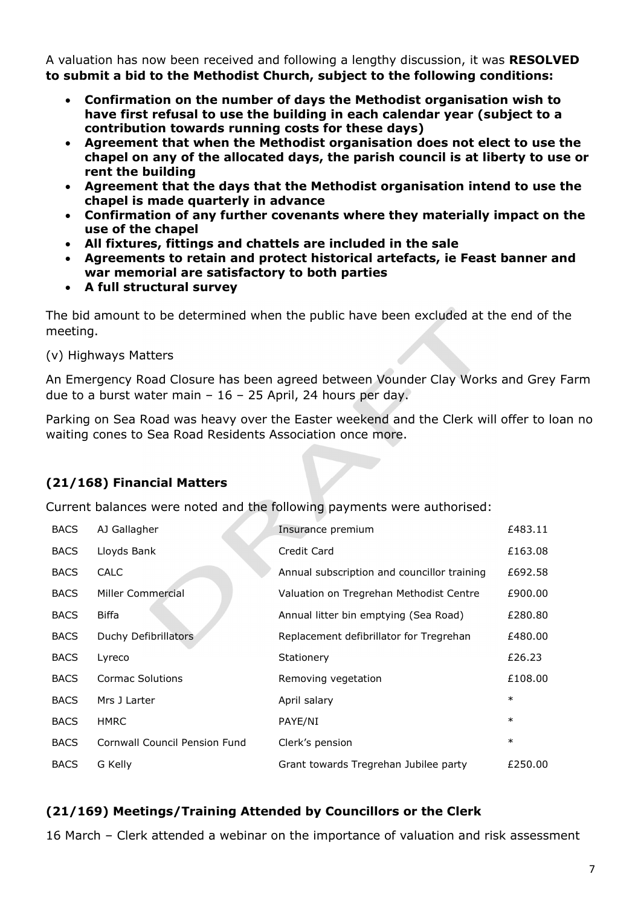A valuation has now been received and following a lengthy discussion, it was **RESOLVED to submit a bid to the Methodist Church, subject to the following conditions:**

- **Confirmation on the number of days the Methodist organisation wish to have first refusal to use the building in each calendar year (subject to a contribution towards running costs for these days)**
- **Agreement that when the Methodist organisation does not elect to use the chapel on any of the allocated days, the parish council is at liberty to use or rent the building**
- **Agreement that the days that the Methodist organisation intend to use the chapel is made quarterly in advance**
- **Confirmation of any further covenants where they materially impact on the use of the chapel**
- **All fixtures, fittings and chattels are included in the sale**
- **Agreements to retain and protect historical artefacts, ie Feast banner and war memorial are satisfactory to both parties**
- **A full structural survey**

The bid amount to be determined when the public have been excluded at the end of the meeting.

(v) Highways Matters

An Emergency Road Closure has been agreed between Vounder Clay Works and Grey Farm due to a burst water main – 16 – 25 April, 24 hours per day.

Parking on Sea Road was heavy over the Easter weekend and the Clerk will offer to loan no waiting cones to Sea Road Residents Association once more.

### (21/168) Financial Matters

Current balances were noted and the following payments were authorised:

| | | | |
|---|---|---|---|
| BACS | AJ Gallagher | Insurance premium | £483.11 |
| BACS | Lloyds Bank | Credit Card | £163.08 |
| BACS | CALC | Annual subscription and councillor training | £692.58 |
| BACS | Miller Commercial | Valuation on Tregrehan Methodist Centre | £900.00 |
| BACS | Biffa | Annual litter bin emptying (Sea Road) | £280.80 |
| BACS | Duchy Defibrillators | Replacement defibrillator for Tregrehan | £480.00 |
| BACS | Lyreco | Stationery | £26.23 |
| BACS | Cormac Solutions | Removing vegetation | £108.00 |
| BACS | Mrs J Larter | April salary | * |
| BACS | HMRC | PAYE/NI | * |
| BACS | Cornwall Council Pension Fund | Clerk's pension | * |
| BACS | G Kelly | Grant towards Tregrehan Jubilee party | £250.00 |

### (21/169) Meetings/Training Attended by Councillors or the Clerk

16 March – Clerk attended a webinar on the importance of valuation and risk assessment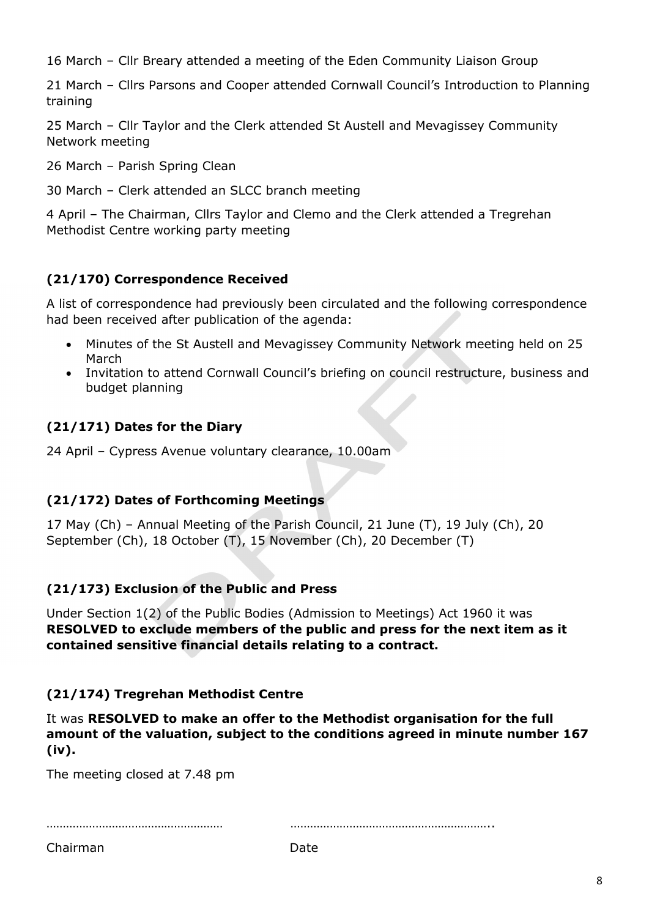16 March – Cllr Breary attended a meeting of the Eden Community Liaison Group

21 March – Cllrs Parsons and Cooper attended Cornwall Council's Introduction to Planning training

25 March – Cllr Taylor and the Clerk attended St Austell and Mevagissey Community Network meeting

26 March – Parish Spring Clean

30 March – Clerk attended an SLCC branch meeting

4 April – The Chairman, Cllrs Taylor and Clemo and the Clerk attended a Tregrehan Methodist Centre working party meeting

### (21/170) Correspondence Received

A list of correspondence had previously been circulated and the following correspondence had been received after publication of the agenda:

- Minutes of the St Austell and Mevagissey Community Network meeting held on 25 March
- Invitation to attend Cornwall Council's briefing on council restructure, business and budget planning

### (21/171) Dates for the Diary

24 April – Cypress Avenue voluntary clearance, 10.00am

### (21/172) Dates of Forthcoming Meetings

17 May (Ch) – Annual Meeting of the Parish Council, 21 June (T), 19 July (Ch), 20 September (Ch), 18 October (T), 15 November (Ch), 20 December (T)

### (21/173) Exclusion of the Public and Press

Under Section 1(2) of the Public Bodies (Admission to Meetings) Act 1960 it was **RESOLVED to exclude members of the public and press for the next item as it contained sensitive financial details relating to a contract.**

### (21/174) Tregrehan Methodist Centre

It was **RESOLVED to make an offer to the Methodist organisation for the full amount of the valuation, subject to the conditions agreed in minute number 167 (iv).**

The meeting closed at 7.48 pm

……………………………………………… ……………………………………………………..

Chairman Date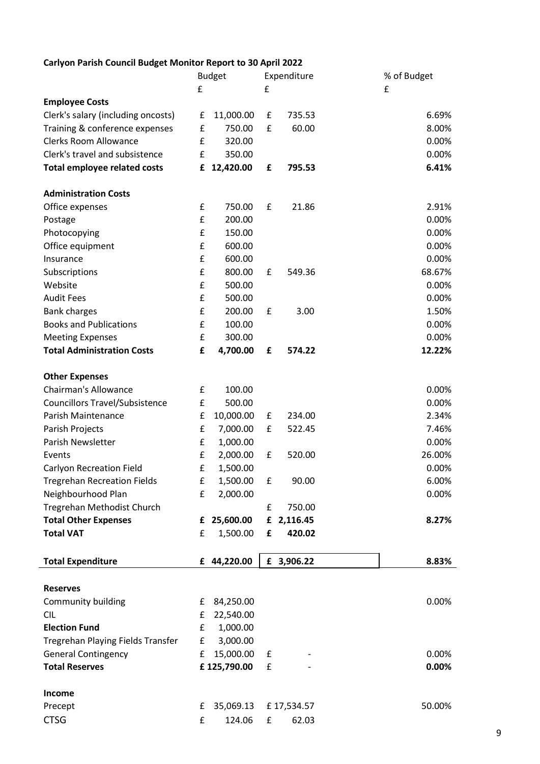**Carlyon Parish Council Budget Monitor Report to 30 April 2022**

| | Budget | Expenditure | % of Budget |
|---|---|---|---|
| | £ | £ | £ |
| **Employee Costs** | | | |
| Clerk's salary (including oncosts) | £ 11,000.00 | £ 735.53 | 6.69% |
| Training & conference expenses | £ 750.00 | £ 60.00 | 8.00% |
| Clerks Room Allowance | £ 320.00 | | 0.00% |
| Clerk's travel and subsistence | £ 350.00 | | 0.00% |
| **Total employee related costs** | **£ 12,420.00** | **£ 795.53** | **6.41%** |
| | | | |
| **Administration Costs** | | | |
| Office expenses | £ 750.00 | £ 21.86 | 2.91% |
| Postage | £ 200.00 | | 0.00% |
| Photocopying | £ 150.00 | | 0.00% |
| Office equipment | £ 600.00 | | 0.00% |
| Insurance | £ 600.00 | | 0.00% |
| Subscriptions | £ 800.00 | £ 549.36 | 68.67% |
| Website | £ 500.00 | | 0.00% |
| Audit Fees | £ 500.00 | | 0.00% |
| Bank charges | £ 200.00 | £ 3.00 | 1.50% |
| Books and Publications | £ 100.00 | | 0.00% |
| Meeting Expenses | £ 300.00 | | 0.00% |
| **Total Administration Costs** | **£ 4,700.00** | **£ 574.22** | **12.22%** |
| | | | |
| **Other Expenses** | | | |
| Chairman's Allowance | £ 100.00 | | 0.00% |
| Councillors Travel/Subsistence | £ 500.00 | | 0.00% |
| Parish Maintenance | £ 10,000.00 | £ 234.00 | 2.34% |
| Parish Projects | £ 7,000.00 | £ 522.45 | 7.46% |
| Parish Newsletter | £ 1,000.00 | | 0.00% |
| Events | £ 2,000.00 | £ 520.00 | 26.00% |
| Carlyon Recreation Field | £ 1,500.00 | | 0.00% |
| Tregrehan Recreation Fields | £ 1,500.00 | £ 90.00 | 6.00% |
| Neighbourhood Plan | £ 2,000.00 | | 0.00% |
| Tregrehan Methodist Church | | £ 750.00 | |
| **Total Other Expenses** | **£ 25,600.00** | **£ 2,116.45** | **8.27%** |
| **Total VAT** | £ 1,500.00 | **£ 420.02** | |
| | | | |
| **Total Expenditure** | **£ 44,220.00** | **£ 3,906.22** | **8.83%** |
| | | | |
| **Reserves** | | | |
| Community building | £ 84,250.00 | | 0.00% |
| CIL | £ 22,540.00 | | |
| **Election Fund** | £ 1,000.00 | | |
| Tregrehan Playing Fields Transfer | £ 3,000.00 | | |
| General Contingency | £ 15,000.00 | £ - | 0.00% |
| **Total Reserves** | **£ 125,790.00** | £ - | **0.00%** |
| | | | |
| **Income** | | | |
| Precept | £ 35,069.13 | £ 17,534.57 | 50.00% |
| CTSG | £ 124.06 | £ 62.03 | |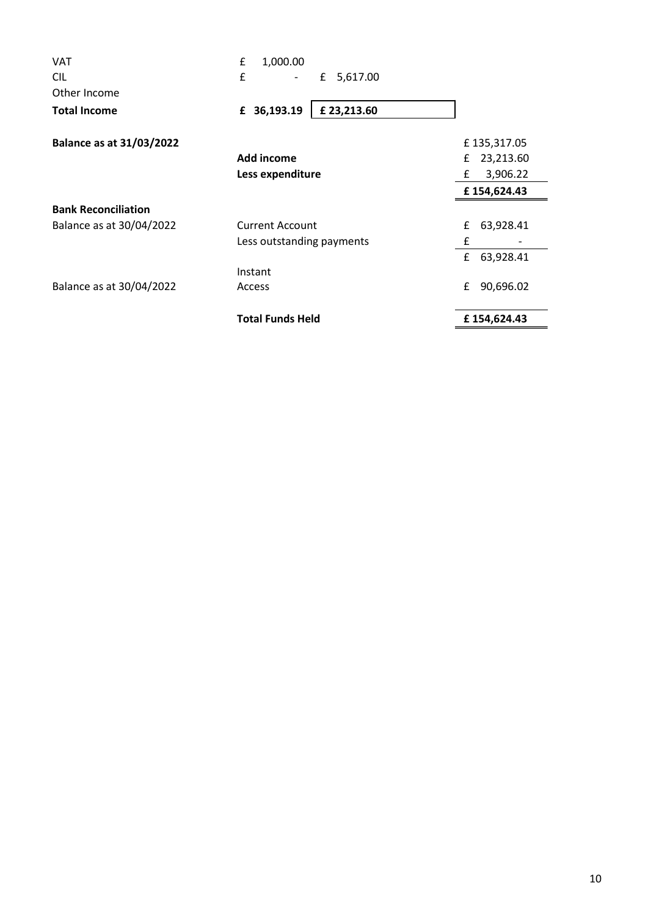| | | | |
|---|---|---|---|
| VAT | £ 1,000.00 | | |
| CIL | £ - | £ 5,617.00 | |
| Other Income | | | |
| **Total Income** | **£ 36,193.19** | **£ 23,213.60** | |
| | | | |
| **Balance as at 31/03/2022** | | | £ 135,317.05 |
| | **Add income** | | £ 23,213.60 |
| | **Less expenditure** | | £ 3,906.22 |
| | | | **£ 154,624.43** |
| **Bank Reconciliation** | | | |
| Balance as at 30/04/2022 | Current Account | | £ 63,928.41 |
| | Less outstanding payments | | £ - |
| | | | £ 63,928.41 |
| Balance as at 30/04/2022 | Instant Access | | £ 90,696.02 |
| | | | |
| | **Total Funds Held** | | **£ 154,624.43** |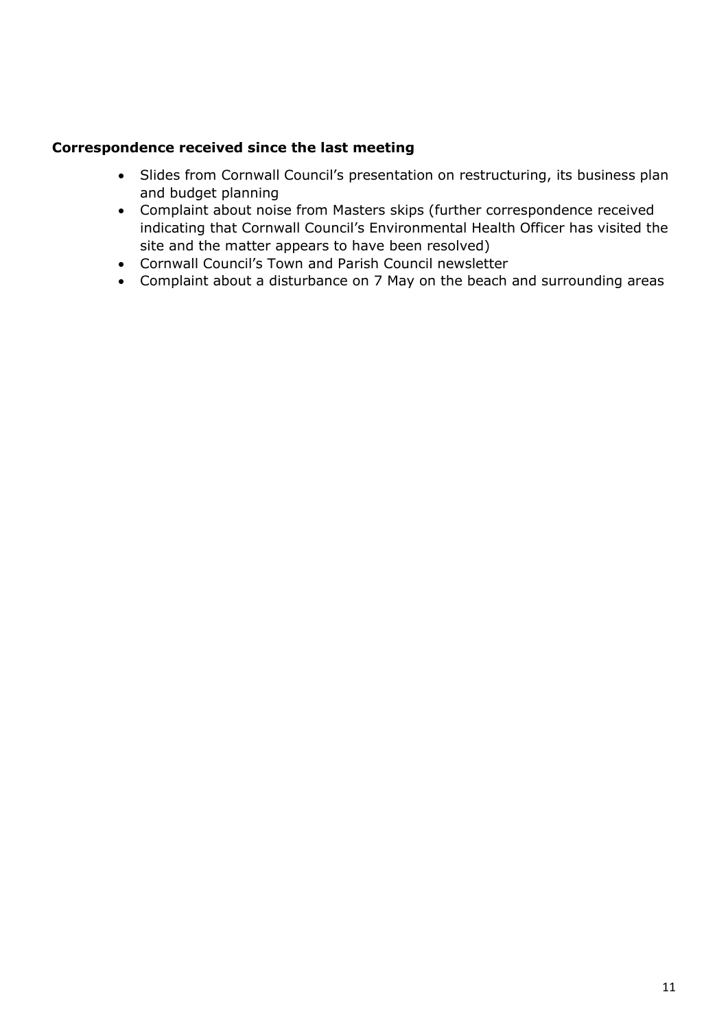**Correspondence received since the last meeting**

- Slides from Cornwall Council's presentation on restructuring, its business plan and budget planning
- Complaint about noise from Masters skips (further correspondence received indicating that Cornwall Council's Environmental Health Officer has visited the site and the matter appears to have been resolved)
- Cornwall Council's Town and Parish Council newsletter
- Complaint about a disturbance on 7 May on the beach and surrounding areas